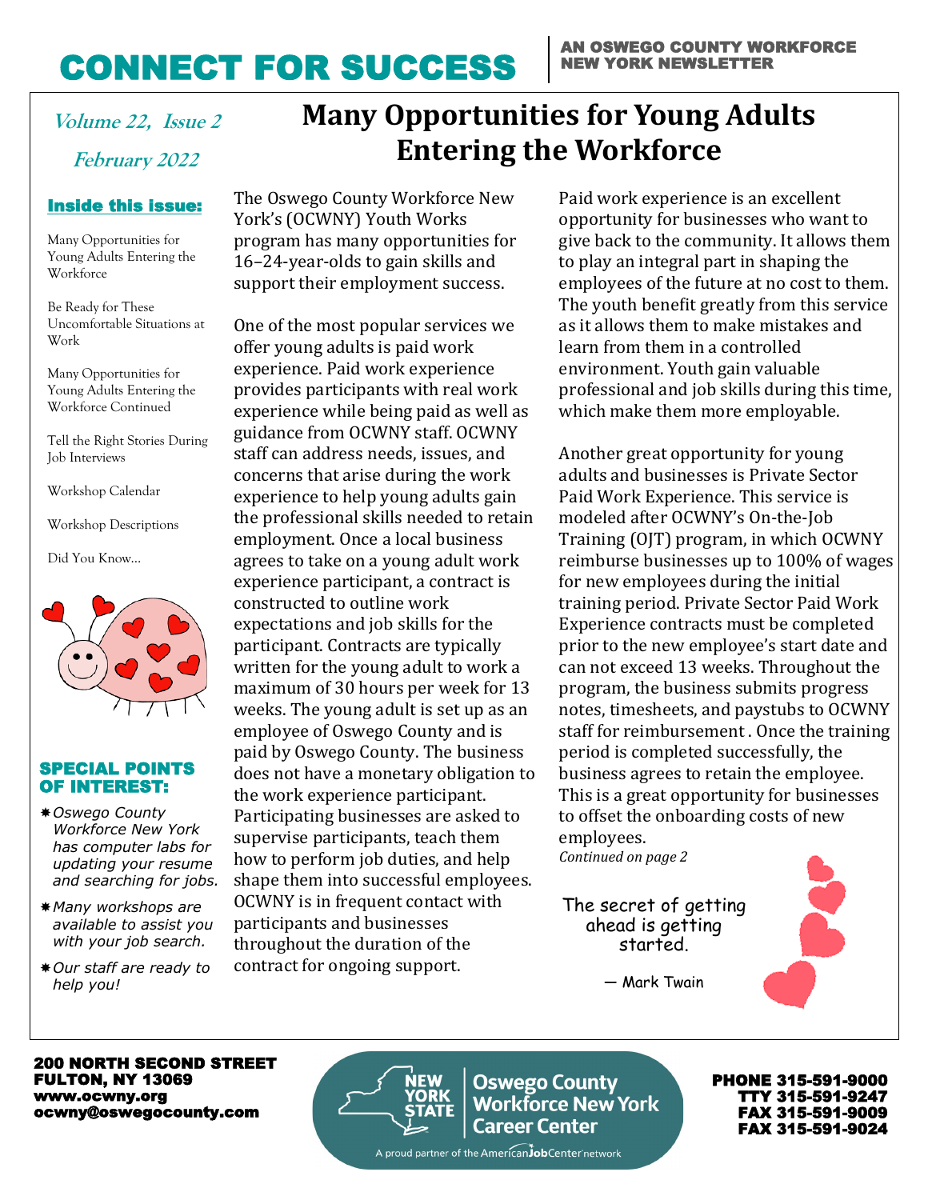# CONNECT FOR SUCCESS

**AN OSWEGO COUNTY WORKFORCE NEW YORK NEWSLETTER**

*Volume 22, Issue 2*

*February 2022*

**Inside this issue:**

Many Opportunities for Young Adults Entering the Workforce

Be Ready for These Uncomfortable Situations at Work

Many Opportunities for Young Adults Entering the Workforce Continued

Tell the Right Stories During Job Interviews

Workshop Calendar

Workshop Descriptions

Did You Know…

**SPECIAL POINTS OF INTEREST:**

- *Oswego County Workforce New York has computer labs for updating your resume and searching for jobs.*
- *Many workshops are available to assist you with your job search.*
- *Our staff are ready to help you!*

## Many Opportunities for Young Adults Entering the Workforce

The Oswego County Workforce New York's (OCWNY) Youth Works program has many opportunities for 16–24-year-olds to gain skills and support their employment success.

One of the most popular services we offer young adults is paid work experience. Paid work experience provides participants with real work experience while being paid as well as guidance from OCWNY staff. OCWNY staff can address needs, issues, and concerns that arise during the work experience to help young adults gain the professional skills needed to retain employment. Once a local business agrees to take on a young adult work experience participant, a contract is constructed to outline work expectations and job skills for the participant. Contracts are typically written for the young adult to work a maximum of 30 hours per week for 13 weeks. The young adult is set up as an employee of Oswego County and is paid by Oswego County. The business does not have a monetary obligation to the work experience participant. Participating businesses are asked to supervise participants, teach them how to perform job duties, and help shape them into successful employees. OCWNY is in frequent contact with participants and businesses throughout the duration of the contract for ongoing support.

Paid work experience is an excellent opportunity for businesses who want to give back to the community. It allows them to play an integral part in shaping the employees of the future at no cost to them. The youth benefit greatly from this service as it allows them to make mistakes and learn from them in a controlled environment. Youth gain valuable professional and job skills during this time, which make them more employable.

Another great opportunity for young adults and businesses is Private Sector Paid Work Experience. This service is modeled after OCWNY's On-the-Job Training (OJT) program, in which OCWNY reimburse businesses up to 100% of wages for new employees during the initial training period. Private Sector Paid Work Experience contracts must be completed prior to the new employee's start date and can not exceed 13 weeks. Throughout the program, the business submits progress notes, timesheets, and paystubs to OCWNY staff for reimbursement . Once the training period is completed successfully, the business agrees to retain the employee. This is a great opportunity for businesses to offset the onboarding costs of new employees.

*Continued on page 2*

The secret of getting ahead is getting started.

— Mark Twain

**200 NORTH SECOND STREET**
**FULTON, NY 13069**
**www.ocwny.org**
**ocwny@oswegocounty.com**

New York State | Oswego County Workforce New York Career Center

A proud partner of the AmericanJobCenter network

**PHONE 315-591-9000**
**TTY 315-591-9247**
**FAX 315-591-9009**
**FAX 315-591-9024**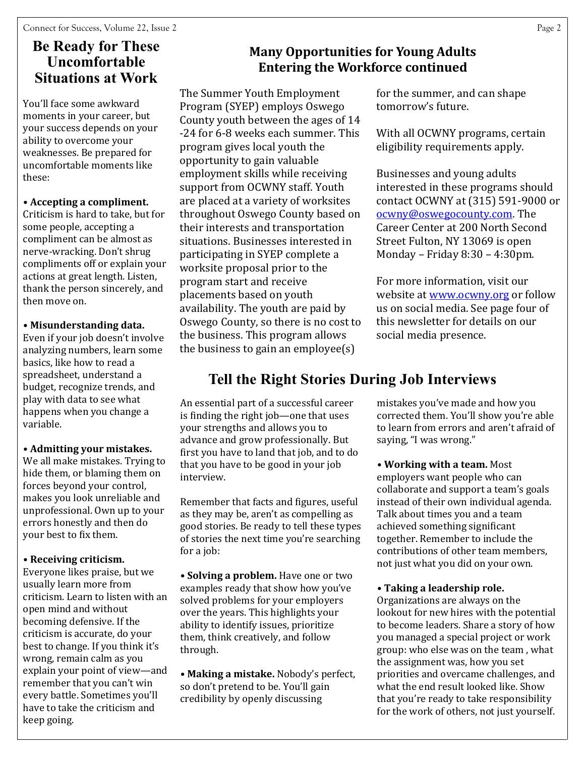## Be Ready for These Uncomfortable Situations at Work

You'll face some awkward moments in your career, but your success depends on your ability to overcome your weaknesses. Be prepared for uncomfortable moments like these:

• **Accepting a compliment.** Criticism is hard to take, but for some people, accepting a compliment can be almost as nerve-wracking. Don't shrug compliments off or explain your actions at great length. Listen, thank the person sincerely, and then move on.

• **Misunderstanding data.** Even if your job doesn't involve analyzing numbers, learn some basics, like how to read a spreadsheet, understand a budget, recognize trends, and play with data to see what happens when you change a variable.

• **Admitting your mistakes.** We all make mistakes. Trying to hide them, or blaming them on forces beyond your control, makes you look unreliable and unprofessional. Own up to your errors honestly and then do your best to fix them.

• **Receiving criticism.** Everyone likes praise, but we usually learn more from criticism. Learn to listen with an open mind and without becoming defensive. If the criticism is accurate, do your best to change. If you think it's wrong, remain calm as you explain your point of view—and remember that you can't win every battle. Sometimes you'll have to take the criticism and keep going.

## Many Opportunities for Young Adults Entering the Workforce continued

The Summer Youth Employment Program (SYEP) employs Oswego County youth between the ages of 14 -24 for 6-8 weeks each summer. This program gives local youth the opportunity to gain valuable employment skills while receiving support from OCWNY staff. Youth are placed at a variety of worksites throughout Oswego County based on their interests and transportation situations. Businesses interested in participating in SYEP complete a worksite proposal prior to the program start and receive placements based on youth availability. The youth are paid by Oswego County, so there is no cost to the business. This program allows the business to gain an employee(s) for the summer, and can shape tomorrow's future.

With all OCWNY programs, certain eligibility requirements apply.

Businesses and young adults interested in these programs should contact OCWNY at (315) 591-9000 or ocwny@oswegocounty.com. The Career Center at 200 North Second Street Fulton, NY 13069 is open Monday – Friday 8:30 – 4:30pm.

For more information, visit our website at www.ocwny.org or follow us on social media. See page four of this newsletter for details on our social media presence.

## Tell the Right Stories During Job Interviews

An essential part of a successful career is finding the right job—one that uses your strengths and allows you to advance and grow professionally. But first you have to land that job, and to do that you have to be good in your job interview.

Remember that facts and figures, useful as they may be, aren't as compelling as good stories. Be ready to tell these types of stories the next time you're searching for a job:

• **Solving a problem.** Have one or two examples ready that show how you've solved problems for your employers over the years. This highlights your ability to identify issues, prioritize them, think creatively, and follow through.

• **Making a mistake.** Nobody's perfect, so don't pretend to be. You'll gain credibility by openly discussing mistakes you've made and how you corrected them. You'll show you're able to learn from errors and aren't afraid of saying, "I was wrong."

• **Working with a team.** Most employers want people who can collaborate and support a team's goals instead of their own individual agenda. Talk about times you and a team achieved something significant together. Remember to include the contributions of other team members, not just what you did on your own.

• **Taking a leadership role.** Organizations are always on the lookout for new hires with the potential to become leaders. Share a story of how you managed a special project or work group: who else was on the team , what the assignment was, how you set priorities and overcame challenges, and what the end result looked like. Show that you're ready to take responsibility for the work of others, not just yourself.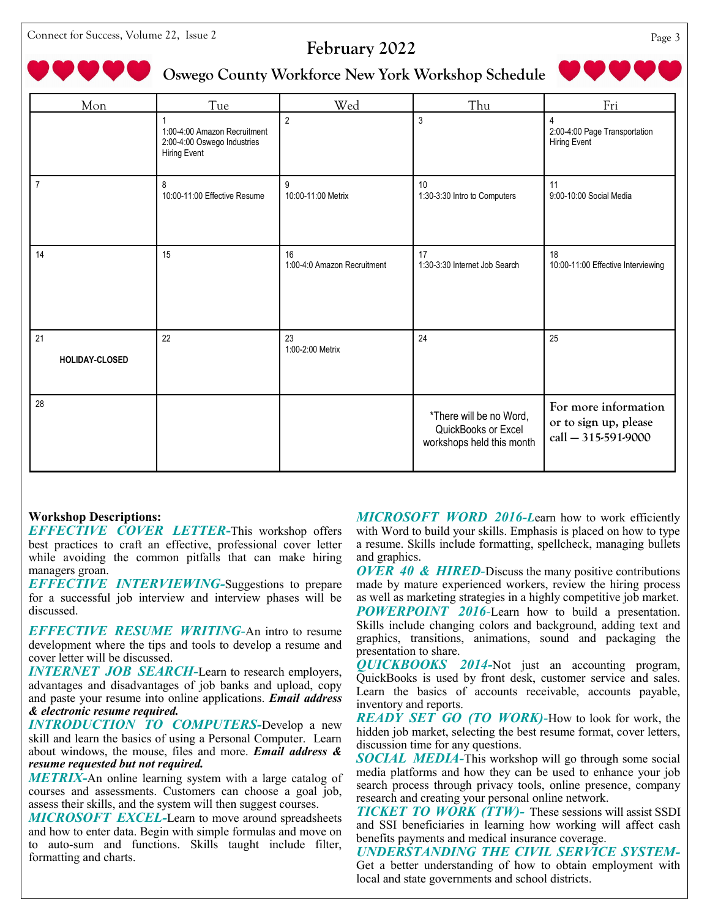# February 2022

## Oswego County Workforce New York Workshop Schedule

| Mon | Tue | Wed | Thu | Fri |
|---|---|---|---|---|
| | 1<br>1:00-4:00 Amazon Recruitment<br>2:00-4:00 Oswego Industries Hiring Event | 2 | 3 | 4<br>2:00-4:00 Page Transportation Hiring Event |
| 7 | 8<br>10:00-11:00 Effective Resume | 9<br>10:00-11:00 Metrix | 10<br>1:30-3:30 Intro to Computers | 11<br>9:00-10:00 Social Media |
| 14 | 15 | 16<br>1:00-4:0 Amazon Recruitment | 17<br>1:30-3:30 Internet Job Search | 18<br>10:00-11:00 Effective Interviewing |
| 21<br>**HOLIDAY-CLOSED** | 22 | 23<br>1:00-2:00 Metrix | 24 | 25 |
| 28 | | | *There will be no Word, QuickBooks or Excel workshops held this month | For more information or to sign up, please call — 315-591-9000 |

**Workshop Descriptions:**

***EFFECTIVE COVER LETTER***-This workshop offers best practices to craft an effective, professional cover letter while avoiding the common pitfalls that can make hiring managers groan.

***EFFECTIVE INTERVIEWING***-Suggestions to prepare for a successful job interview and interview phases will be discussed.

***EFFECTIVE RESUME WRITING***-An intro to resume development where the tips and tools to develop a resume and cover letter will be discussed.

***INTERNET JOB SEARCH***-Learn to research employers, advantages and disadvantages of job banks and upload, copy and paste your resume into online applications. ***Email address & electronic resume required.***

***INTRODUCTION TO COMPUTERS***-Develop a new skill and learn the basics of using a Personal Computer. Learn about windows, the mouse, files and more. ***Email address & resume requested but not required.***

***METRIX***-An online learning system with a large catalog of courses and assessments. Customers can choose a goal job, assess their skills, and the system will then suggest courses.

***MICROSOFT EXCEL***-Learn to move around spreadsheets and how to enter data. Begin with simple formulas and move on to auto-sum and functions. Skills taught include filter, formatting and charts.

***MICROSOFT WORD 2016***-Learn how to work efficiently with Word to build your skills. Emphasis is placed on how to type a resume. Skills include formatting, spellcheck, managing bullets and graphics.

***OVER 40 & HIRED***-Discuss the many positive contributions made by mature experienced workers, review the hiring process as well as marketing strategies in a highly competitive job market.

***POWERPOINT 2016***-Learn how to build a presentation. Skills include changing colors and background, adding text and graphics, transitions, animations, sound and packaging the presentation to share.

***QUICKBOOKS 2014***-Not just an accounting program, QuickBooks is used by front desk, customer service and sales. Learn the basics of accounts receivable, accounts payable, inventory and reports.

***READY SET GO (TO WORK)***-How to look for work, the hidden job market, selecting the best resume format, cover letters, discussion time for any questions.

***SOCIAL MEDIA***-This workshop will go through some social media platforms and how they can be used to enhance your job search process through privacy tools, online presence, company research and creating your personal online network.

***TICKET TO WORK (TTW)***- These sessions will assist SSDI and SSI beneficiaries in learning how working will affect cash benefits payments and medical insurance coverage.

***UNDERSTANDING THE CIVIL SERVICE SYSTEM***-Get a better understanding of how to obtain employment with local and state governments and school districts.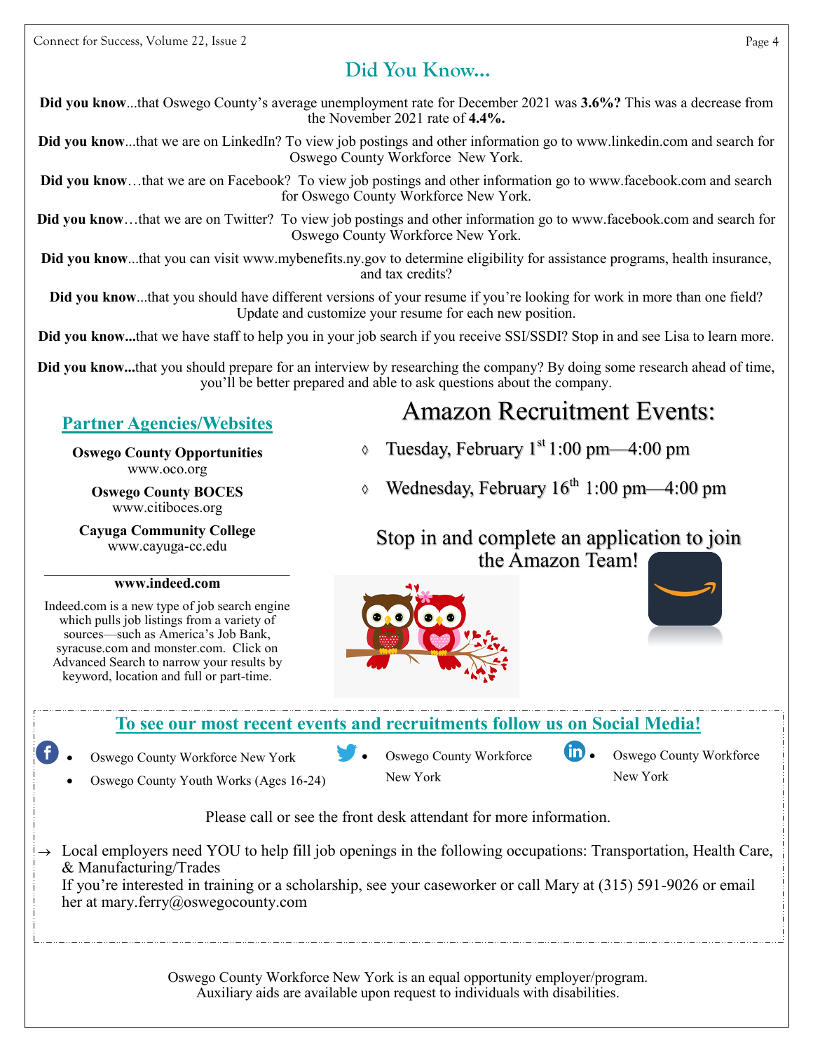## Did You Know...

**Did you know**...that Oswego County's average unemployment rate for December 2021 was **3.6%?** This was a decrease from the November 2021 rate of **4.4%.**

**Did you know**...that we are on LinkedIn? To view job postings and other information go to www.linkedin.com and search for Oswego County Workforce New York.

**Did you know**…that we are on Facebook? To view job postings and other information go to www.facebook.com and search for Oswego County Workforce New York.

**Did you know**…that we are on Twitter? To view job postings and other information go to www.facebook.com and search for Oswego County Workforce New York.

**Did you know**...that you can visit www.mybenefits.ny.gov to determine eligibility for assistance programs, health insurance, and tax credits?

**Did you know**...that you should have different versions of your resume if you're looking for work in more than one field? Update and customize your resume for each new position.

**Did you know...**that we have staff to help you in your job search if you receive SSI/SSDI? Stop in and see Lisa to learn more.

**Did you know...**that you should prepare for an interview by researching the company? By doing some research ahead of time, you'll be better prepared and able to ask questions about the company.

### Partner Agencies/Websites

**Oswego County Opportunities**
www.oco.org

**Oswego County BOCES**
www.citiboces.org

**Cayuga Community College**
www.cayuga-cc.edu

**www.indeed.com**

Indeed.com is a new type of job search engine which pulls job listings from a variety of sources—such as America's Job Bank, syracuse.com and monster.com. Click on Advanced Search to narrow your results by keyword, location and full or part-time.

## Amazon Recruitment Events:

- Tuesday, February 1st 1:00 pm—4:00 pm
- Wednesday, February 16th 1:00 pm—4:00 pm

Stop in and complete an application to join the Amazon Team!

### To see our most recent events and recruitments follow us on Social Media!

- Oswego County Workforce New York
- Oswego County Youth Works (Ages 16-24)

- Oswego County Workforce New York

- Oswego County Workforce New York

Please call or see the front desk attendant for more information.

→ Local employers need YOU to help fill job openings in the following occupations: Transportation, Health Care, & Manufacturing/Trades
If you're interested in training or a scholarship, see your caseworker or call Mary at (315) 591-9026 or email her at mary.ferry@oswegocounty.com

Oswego County Workforce New York is an equal opportunity employer/program.
Auxiliary aids are available upon request to individuals with disabilities.